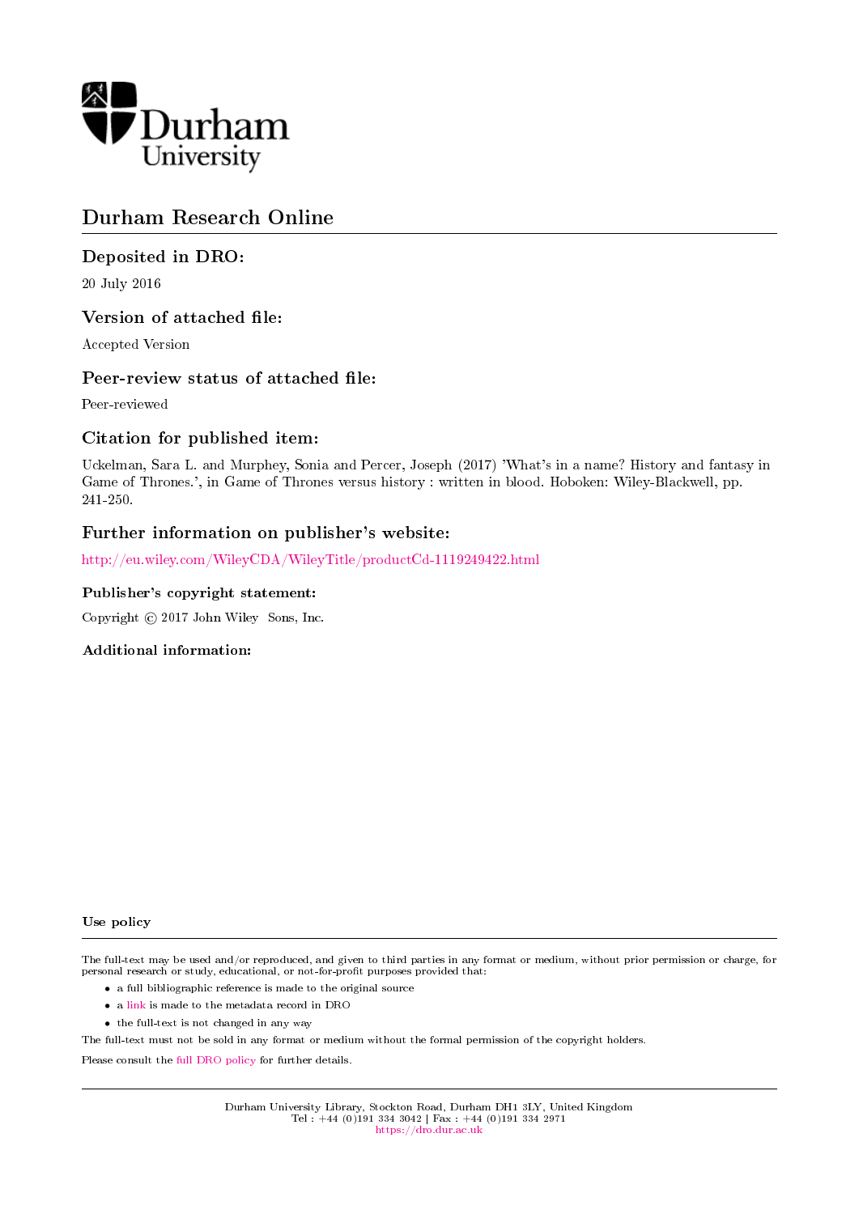# Durham Research Online

## Deposited in DRO:

20 July 2016

## Version of attached file:

Accepted Version

## Peer-review status of attached file:

Peer-reviewed

## Citation for published item:

Uckelman, Sara L. and Murphey, Sonia and Percer, Joseph (2017) 'What's in a name? History and fantasy in Game of Thrones.', in Game of Thrones versus history : written in blood. Hoboken: Wiley-Blackwell, pp. 241-250.

## Further information on publisher's website:

http://eu.wiley.com/WileyCDA/WileyTitle/productCd-1119249422.html

### Publisher's copyright statement:

Copyright © 2017 John Wiley Sons, Inc.

### Additional information:

### Use policy

The full-text may be used and/or reproduced, and given to third parties in any format or medium, without prior permission or charge, for personal research or study, educational, or not-for-profit purposes provided that:

- a full bibliographic reference is made to the original source
- a link is made to the metadata record in DRO
- the full-text is not changed in any way

The full-text must not be sold in any format or medium without the formal permission of the copyright holders.

Please consult the full DRO policy for further details.

Durham University Library, Stockton Road, Durham DH1 3LY, United Kingdom
Tel : +44 (0)191 334 3042 | Fax : +44 (0)191 334 2971
https://dro.dur.ac.uk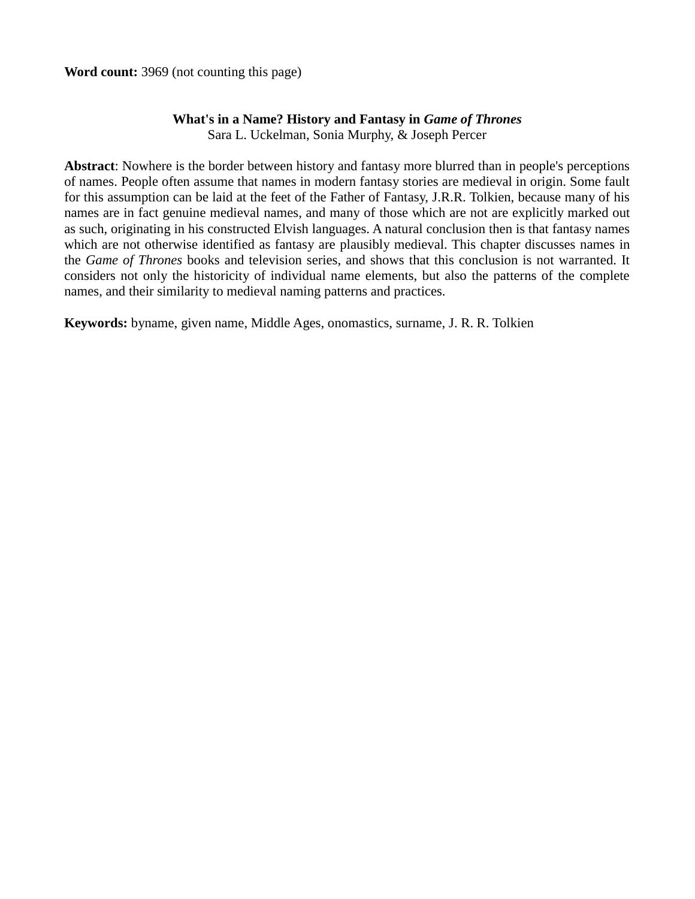**Word count:** 3969 (not counting this page)

# What's in a Name? History and Fantasy in *Game of Thrones*

Sara L. Uckelman, Sonia Murphy, & Joseph Percer

**Abstract**: Nowhere is the border between history and fantasy more blurred than in people's perceptions of names. People often assume that names in modern fantasy stories are medieval in origin. Some fault for this assumption can be laid at the feet of the Father of Fantasy, J.R.R. Tolkien, because many of his names are in fact genuine medieval names, and many of those which are not are explicitly marked out as such, originating in his constructed Elvish languages. A natural conclusion then is that fantasy names which are not otherwise identified as fantasy are plausibly medieval. This chapter discusses names in the *Game of Thrones* books and television series, and shows that this conclusion is not warranted. It considers not only the historicity of individual name elements, but also the patterns of the complete names, and their similarity to medieval naming patterns and practices.

**Keywords:** byname, given name, Middle Ages, onomastics, surname, J. R. R. Tolkien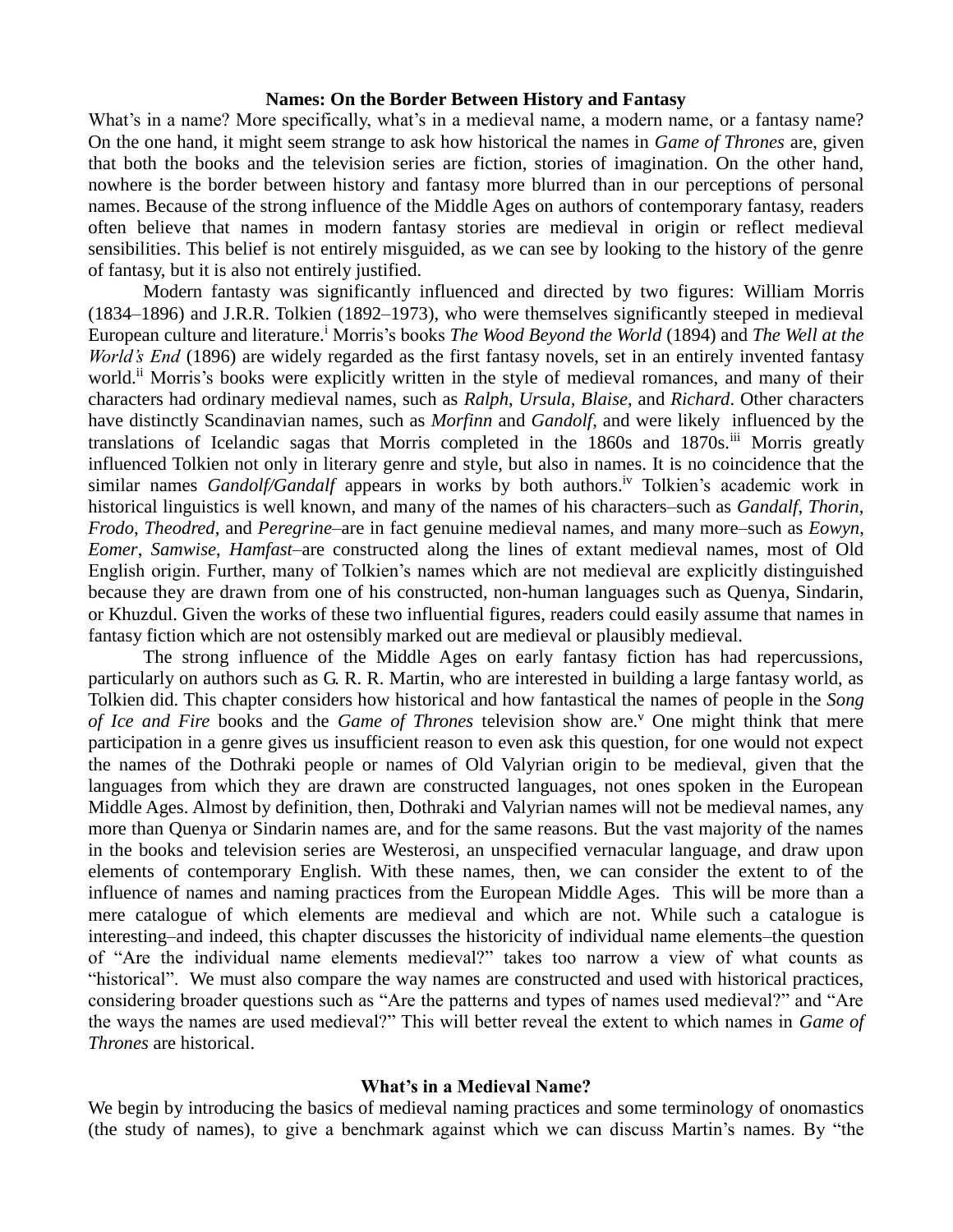## Names: On the Border Between History and Fantasy

What's in a name? More specifically, what's in a medieval name, a modern name, or a fantasy name? On the one hand, it might seem strange to ask how historical the names in *Game of Thrones* are, given that both the books and the television series are fiction, stories of imagination. On the other hand, nowhere is the border between history and fantasy more blurred than in our perceptions of personal names. Because of the strong influence of the Middle Ages on authors of contemporary fantasy, readers often believe that names in modern fantasy stories are medieval in origin or reflect medieval sensibilities. This belief is not entirely misguided, as we can see by looking to the history of the genre of fantasy, but it is also not entirely justified.

Modern fantasty was significantly influenced and directed by two figures: William Morris (1834–1896) and J.R.R. Tolkien (1892–1973), who were themselves significantly steeped in medieval European culture and literature.[i] Morris's books *The Wood Beyond the World* (1894) and *The Well at the World's End* (1896) are widely regarded as the first fantasy novels, set in an entirely invented fantasy world.[ii] Morris's books were explicitly written in the style of medieval romances, and many of their characters had ordinary medieval names, such as *Ralph*, *Ursula*, *Blaise*, and *Richard*. Other characters have distinctly Scandinavian names, such as *Morfinn* and *Gandolf*, and were likely influenced by the translations of Icelandic sagas that Morris completed in the 1860s and 1870s.[iii] Morris greatly influenced Tolkien not only in literary genre and style, but also in names. It is no coincidence that the similar names *Gandolf/Gandalf* appears in works by both authors.[iv] Tolkien's academic work in historical linguistics is well known, and many of the names of his characters–such as *Gandalf*, *Thorin*, *Frodo*, *Theodred*, and *Peregrine*–are in fact genuine medieval names, and many more–such as *Eowyn*, *Eomer*, *Samwise*, *Hamfast*–are constructed along the lines of extant medieval names, most of Old English origin. Further, many of Tolkien's names which are not medieval are explicitly distinguished because they are drawn from one of his constructed, non-human languages such as Quenya, Sindarin, or Khuzdul. Given the works of these two influential figures, readers could easily assume that names in fantasy fiction which are not ostensibly marked out are medieval or plausibly medieval.

The strong influence of the Middle Ages on early fantasy fiction has had repercussions, particularly on authors such as G. R. R. Martin, who are interested in building a large fantasy world, as Tolkien did. This chapter considers how historical and how fantastical the names of people in the *Song of Ice and Fire* books and the *Game of Thrones* television show are.[v] One might think that mere participation in a genre gives us insufficient reason to even ask this question, for one would not expect the names of the Dothraki people or names of Old Valyrian origin to be medieval, given that the languages from which they are drawn are constructed languages, not ones spoken in the European Middle Ages. Almost by definition, then, Dothraki and Valyrian names will not be medieval names, any more than Quenya or Sindarin names are, and for the same reasons. But the vast majority of the names in the books and television series are Westerosi, an unspecified vernacular language, and draw upon elements of contemporary English. With these names, then, we can consider the extent to of the influence of names and naming practices from the European Middle Ages. This will be more than a mere catalogue of which elements are medieval and which are not. While such a catalogue is interesting–and indeed, this chapter discusses the historicity of individual name elements–the question of "Are the individual name elements medieval?" takes too narrow a view of what counts as "historical". We must also compare the way names are constructed and used with historical practices, considering broader questions such as "Are the patterns and types of names used medieval?" and "Are the ways the names are used medieval?" This will better reveal the extent to which names in *Game of Thrones* are historical.

### What's in a Medieval Name?

We begin by introducing the basics of medieval naming practices and some terminology of onomastics (the study of names), to give a benchmark against which we can discuss Martin's names. By "the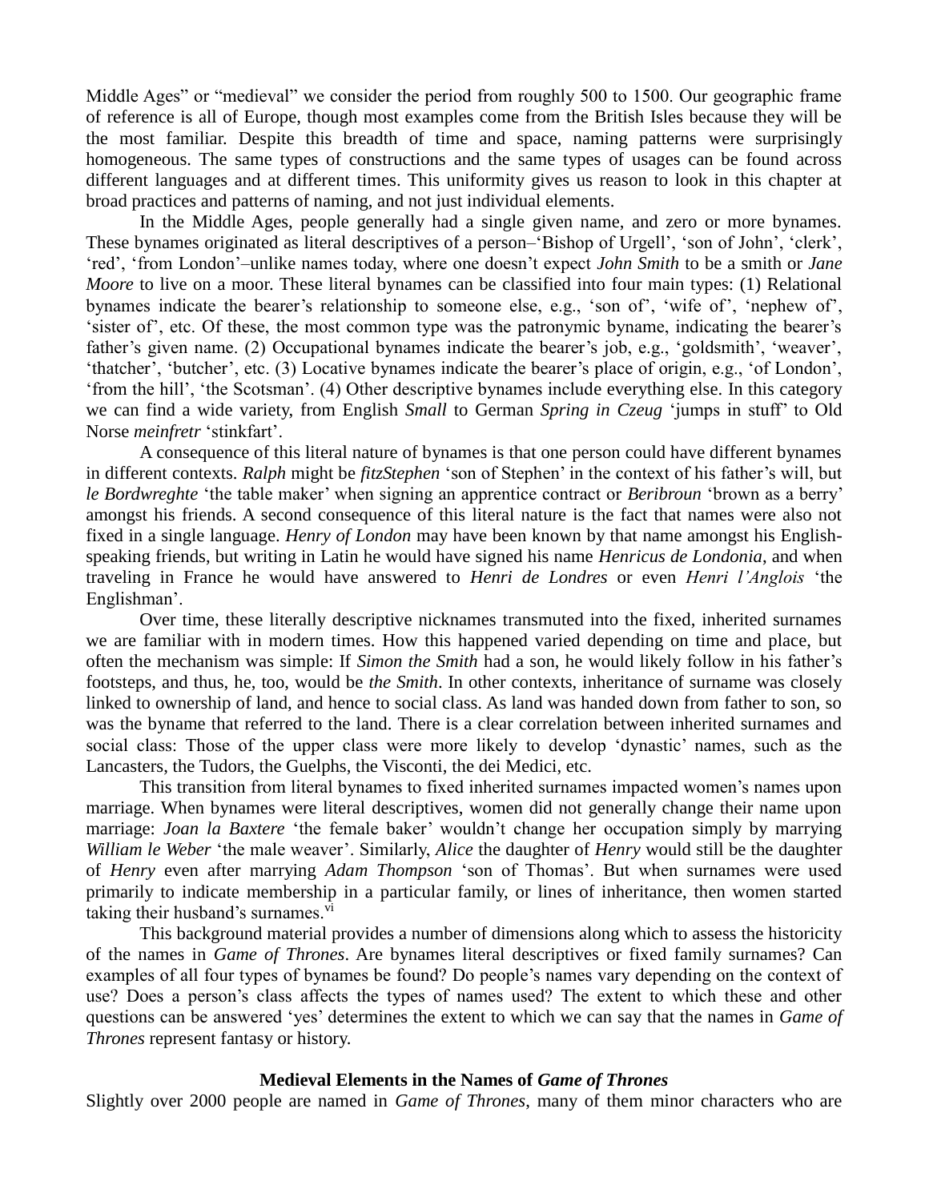Middle Ages" or "medieval" we consider the period from roughly 500 to 1500. Our geographic frame of reference is all of Europe, though most examples come from the British Isles because they will be the most familiar. Despite this breadth of time and space, naming patterns were surprisingly homogeneous. The same types of constructions and the same types of usages can be found across different languages and at different times. This uniformity gives us reason to look in this chapter at broad practices and patterns of naming, and not just individual elements.

In the Middle Ages, people generally had a single given name, and zero or more bynames. These bynames originated as literal descriptives of a person–'Bishop of Urgell', 'son of John', 'clerk', 'red', 'from London'–unlike names today, where one doesn't expect *John Smith* to be a smith or *Jane Moore* to live on a moor. These literal bynames can be classified into four main types: (1) Relational bynames indicate the bearer's relationship to someone else, e.g., 'son of', 'wife of', 'nephew of', 'sister of', etc. Of these, the most common type was the patronymic byname, indicating the bearer's father's given name. (2) Occupational bynames indicate the bearer's job, e.g., 'goldsmith', 'weaver', 'thatcher', 'butcher', etc. (3) Locative bynames indicate the bearer's place of origin, e.g., 'of London', 'from the hill', 'the Scotsman'. (4) Other descriptive bynames include everything else. In this category we can find a wide variety, from English *Small* to German *Spring in Czeug* 'jumps in stuff' to Old Norse *meinfretr* 'stinkfart'.

A consequence of this literal nature of bynames is that one person could have different bynames in different contexts. *Ralph* might be *fitzStephen* 'son of Stephen' in the context of his father's will, but *le Bordwreghte* 'the table maker' when signing an apprentice contract or *Beribroun* 'brown as a berry' amongst his friends. A second consequence of this literal nature is the fact that names were also not fixed in a single language. *Henry of London* may have been known by that name amongst his English-speaking friends, but writing in Latin he would have signed his name *Henricus de Londonia*, and when traveling in France he would have answered to *Henri de Londres* or even *Henri l'Anglois* 'the Englishman'.

Over time, these literally descriptive nicknames transmuted into the fixed, inherited surnames we are familiar with in modern times. How this happened varied depending on time and place, but often the mechanism was simple: If *Simon the Smith* had a son, he would likely follow in his father's footsteps, and thus, he, too, would be *the Smith*. In other contexts, inheritance of surname was closely linked to ownership of land, and hence to social class. As land was handed down from father to son, so was the byname that referred to the land. There is a clear correlation between inherited surnames and social class: Those of the upper class were more likely to develop 'dynastic' names, such as the Lancasters, the Tudors, the Guelphs, the Visconti, the dei Medici, etc.

This transition from literal bynames to fixed inherited surnames impacted women's names upon marriage. When bynames were literal descriptives, women did not generally change their name upon marriage: *Joan la Baxtere* 'the female baker' wouldn't change her occupation simply by marrying *William le Weber* 'the male weaver'. Similarly, *Alice* the daughter of *Henry* would still be the daughter of *Henry* even after marrying *Adam Thompson* 'son of Thomas'. But when surnames were used primarily to indicate membership in a particular family, or lines of inheritance, then women started taking their husband's surnames.[vi]

This background material provides a number of dimensions along which to assess the historicity of the names in *Game of Thrones*. Are bynames literal descriptives or fixed family surnames? Can examples of all four types of bynames be found? Do people's names vary depending on the context of use? Does a person's class affects the types of names used? The extent to which these and other questions can be answered 'yes' determines the extent to which we can say that the names in *Game of Thrones* represent fantasy or history.

## Medieval Elements in the Names of *Game of Thrones*

Slightly over 2000 people are named in *Game of Thrones*, many of them minor characters who are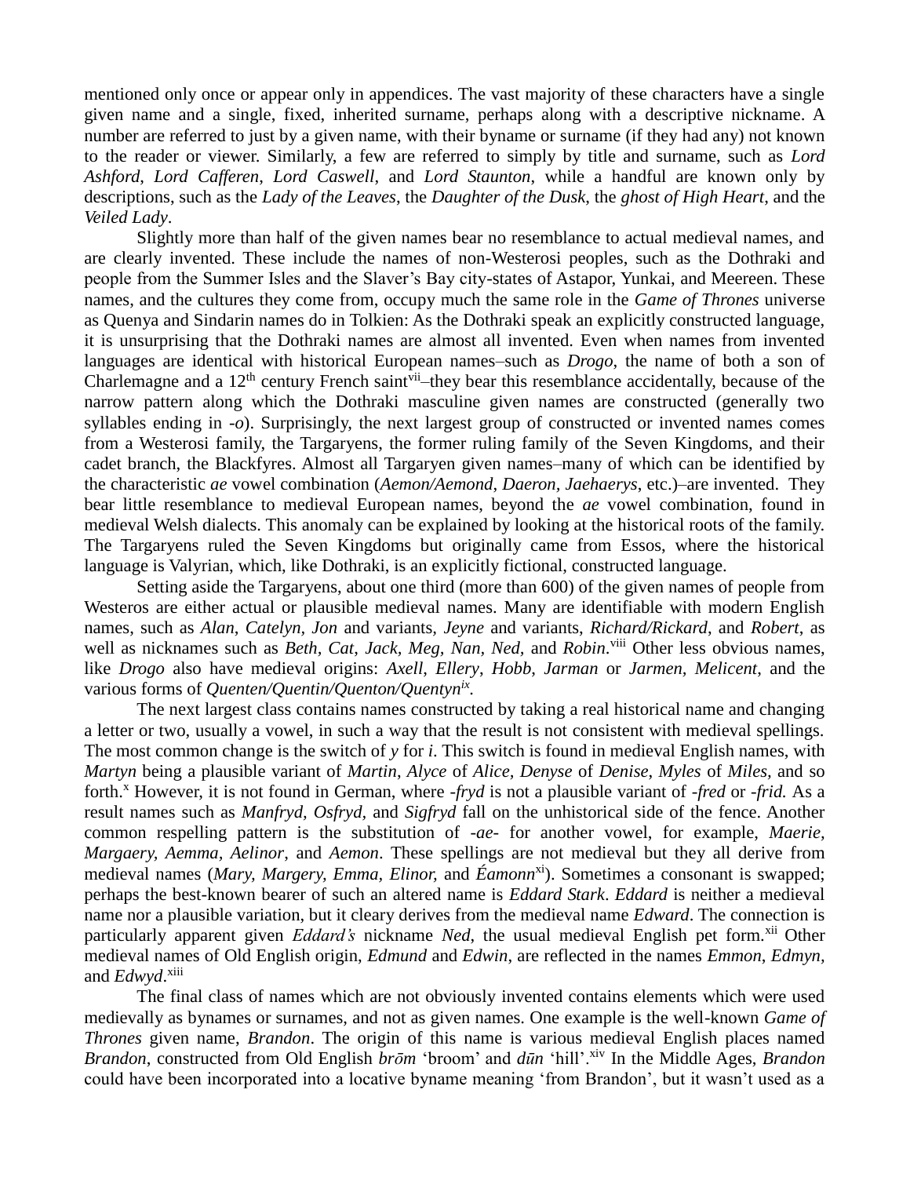mentioned only once or appear only in appendices. The vast majority of these characters have a single given name and a single, fixed, inherited surname, perhaps along with a descriptive nickname. A number are referred to just by a given name, with their byname or surname (if they had any) not known to the reader or viewer. Similarly, a few are referred to simply by title and surname, such as *Lord Ashford*, *Lord Cafferen*, *Lord Caswell*, and *Lord Staunton*, while a handful are known only by descriptions, such as the *Lady of the Leaves*, the *Daughter of the Dusk*, the *ghost of High Heart*, and the *Veiled Lady*.

Slightly more than half of the given names bear no resemblance to actual medieval names, and are clearly invented. These include the names of non-Westerosi peoples, such as the Dothraki and people from the Summer Isles and the Slaver's Bay city-states of Astapor, Yunkai, and Meereen. These names, and the cultures they come from, occupy much the same role in the *Game of Thrones* universe as Quenya and Sindarin names do in Tolkien: As the Dothraki speak an explicitly constructed language, it is unsurprising that the Dothraki names are almost all invented. Even when names from invented languages are identical with historical European names–such as *Drogo*, the name of both a son of Charlemagne and a 12th century French saint[vii]–they bear this resemblance accidentally, because of the narrow pattern along which the Dothraki masculine given names are constructed (generally two syllables ending in *-o*). Surprisingly, the next largest group of constructed or invented names comes from a Westerosi family, the Targaryens, the former ruling family of the Seven Kingdoms, and their cadet branch, the Blackfyres. Almost all Targaryen given names–many of which can be identified by the characteristic *ae* vowel combination (*Aemon/Aemond*, *Daeron*, *Jaehaerys*, etc.)–are invented. They bear little resemblance to medieval European names, beyond the *ae* vowel combination, found in medieval Welsh dialects. This anomaly can be explained by looking at the historical roots of the family. The Targaryens ruled the Seven Kingdoms but originally came from Essos, where the historical language is Valyrian, which, like Dothraki, is an explicitly fictional, constructed language.

Setting aside the Targaryens, about one third (more than 600) of the given names of people from Westeros are either actual or plausible medieval names. Many are identifiable with modern English names, such as *Alan*, *Catelyn*, *Jon* and variants, *Jeyne* and variants, *Richard/Rickard*, and *Robert*, as well as nicknames such as *Beth, Cat, Jack, Meg, Nan, Ned*, and *Robin*.[viii] Other less obvious names, like *Drogo* also have medieval origins: *Axell*, *Ellery*, *Hobb*, *Jarman* or *Jarmen, Melicent*, and the various forms of *Quenten/Quentin/Quenton/Quentyn*[ix].

The next largest class contains names constructed by taking a real historical name and changing a letter or two, usually a vowel, in such a way that the result is not consistent with medieval spellings. The most common change is the switch of *y* for *i*. This switch is found in medieval English names, with *Martyn* being a plausible variant of *Martin*, *Alyce* of *Alice, Denyse* of *Denise*, *Myles* of *Miles,* and so forth.[x] However, it is not found in German, where *-fryd* is not a plausible variant of *-fred* or *-frid.* As a result names such as *Manfryd, Osfryd,* and *Sigfryd* fall on the unhistorical side of the fence. Another common respelling pattern is the substitution of *-ae-* for another vowel, for example, *Maerie, Margaery, Aemma, Aelinor*, and *Aemon*. These spellings are not medieval but they all derive from medieval names (*Mary, Margery, Emma, Elinor,* and *Éamonn*[xi]). Sometimes a consonant is swapped; perhaps the best-known bearer of such an altered name is *Eddard Stark*. *Eddard* is neither a medieval name nor a plausible variation, but it cleary derives from the medieval name *Edward*. The connection is particularly apparent given *Eddard's* nickname *Ned*, the usual medieval English pet form.[xii] Other medieval names of Old English origin, *Edmund* and *Edwin*, are reflected in the names *Emmon*, *Edmyn,* and *Edwyd*.[xiii]

The final class of names which are not obviously invented contains elements which were used medievally as bynames or surnames, and not as given names. One example is the well-known *Game of Thrones* given name, *Brandon*. The origin of this name is various medieval English places named *Brandon*, constructed from Old English *brōm* 'broom' and *dūn* 'hill'.[xiv] In the Middle Ages, *Brandon* could have been incorporated into a locative byname meaning 'from Brandon', but it wasn't used as a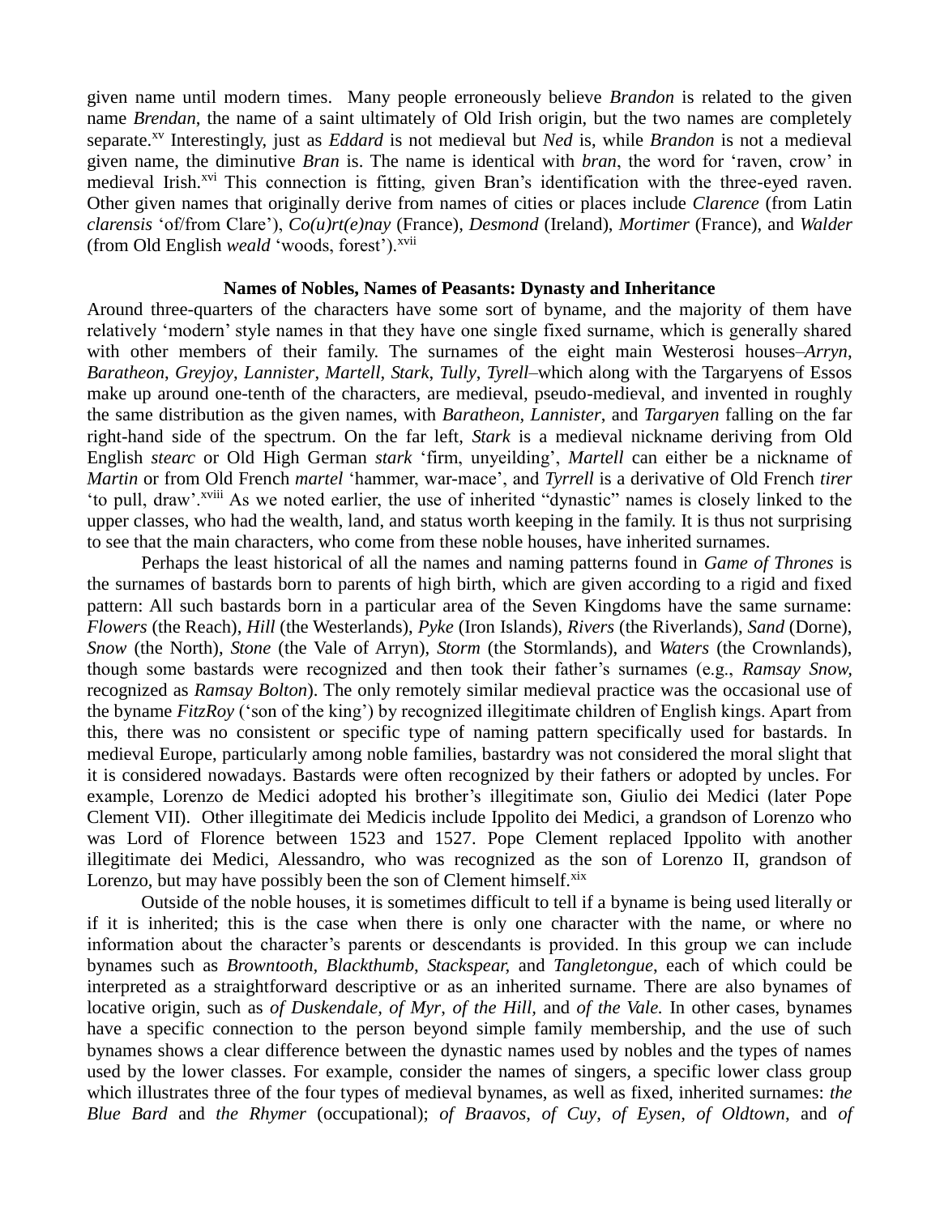given name until modern times. Many people erroneously believe *Brandon* is related to the given name *Brendan*, the name of a saint ultimately of Old Irish origin, but the two names are completely separate.[xv] Interestingly, just as *Eddard* is not medieval but *Ned* is, while *Brandon* is not a medieval given name, the diminutive *Bran* is. The name is identical with *bran*, the word for 'raven, crow' in medieval Irish.[xvi] This connection is fitting, given Bran's identification with the three-eyed raven. Other given names that originally derive from names of cities or places include *Clarence* (from Latin *clarensis* 'of/from Clare'), *Co(u)rt(e)nay* (France), *Desmond* (Ireland), *Mortimer* (France), and *Walder* (from Old English *weald* 'woods, forest').[xvii]

### Names of Nobles, Names of Peasants: Dynasty and Inheritance

Around three-quarters of the characters have some sort of byname, and the majority of them have relatively 'modern' style names in that they have one single fixed surname, which is generally shared with other members of their family. The surnames of the eight main Westerosi houses–*Arryn*, *Baratheon*, *Greyjoy*, *Lannister*, *Martell*, *Stark*, *Tully*, *Tyrell*–which along with the Targaryens of Essos make up around one-tenth of the characters, are medieval, pseudo-medieval, and invented in roughly the same distribution as the given names, with *Baratheon*, *Lannister*, and *Targaryen* falling on the far right-hand side of the spectrum. On the far left, *Stark* is a medieval nickname deriving from Old English *stearc* or Old High German *stark* 'firm, unyeilding', *Martell* can either be a nickname of *Martin* or from Old French *martel* 'hammer, war-mace', and *Tyrrell* is a derivative of Old French *tirer* 'to pull, draw'.[xviii] As we noted earlier, the use of inherited "dynastic" names is closely linked to the upper classes, who had the wealth, land, and status worth keeping in the family. It is thus not surprising to see that the main characters, who come from these noble houses, have inherited surnames.

Perhaps the least historical of all the names and naming patterns found in *Game of Thrones* is the surnames of bastards born to parents of high birth, which are given according to a rigid and fixed pattern: All such bastards born in a particular area of the Seven Kingdoms have the same surname: *Flowers* (the Reach), *Hill* (the Westerlands), *Pyke* (Iron Islands), *Rivers* (the Riverlands), *Sand* (Dorne), *Snow* (the North), *Stone* (the Vale of Arryn), *Storm* (the Stormlands), and *Waters* (the Crownlands), though some bastards were recognized and then took their father's surnames (e.g., *Ramsay Snow*, recognized as *Ramsay Bolton*). The only remotely similar medieval practice was the occasional use of the byname *FitzRoy* ('son of the king') by recognized illegitimate children of English kings. Apart from this, there was no consistent or specific type of naming pattern specifically used for bastards. In medieval Europe, particularly among noble families, bastardry was not considered the moral slight that it is considered nowadays. Bastards were often recognized by their fathers or adopted by uncles. For example, Lorenzo de Medici adopted his brother's illegitimate son, Giulio dei Medici (later Pope Clement VII). Other illegitimate dei Medicis include Ippolito dei Medici, a grandson of Lorenzo who was Lord of Florence between 1523 and 1527. Pope Clement replaced Ippolito with another illegitimate dei Medici, Alessandro, who was recognized as the son of Lorenzo II, grandson of Lorenzo, but may have possibly been the son of Clement himself.[xix]

Outside of the noble houses, it is sometimes difficult to tell if a byname is being used literally or if it is inherited; this is the case when there is only one character with the name, or where no information about the character's parents or descendants is provided. In this group we can include bynames such as *Browntooth*, *Blackthumb*, *Stackspear*, and *Tangletongue*, each of which could be interpreted as a straightforward descriptive or as an inherited surname. There are also bynames of locative origin, such as *of Duskendale*, *of Myr*, *of the Hill*, and *of the Vale*. In other cases, bynames have a specific connection to the person beyond simple family membership, and the use of such bynames shows a clear difference between the dynastic names used by nobles and the types of names used by the lower classes. For example, consider the names of singers, a specific lower class group which illustrates three of the four types of medieval bynames, as well as fixed, inherited surnames: *the Blue Bard* and *the Rhymer* (occupational); *of Braavos*, *of Cuy*, *of Eysen*, *of Oldtown*, and *of*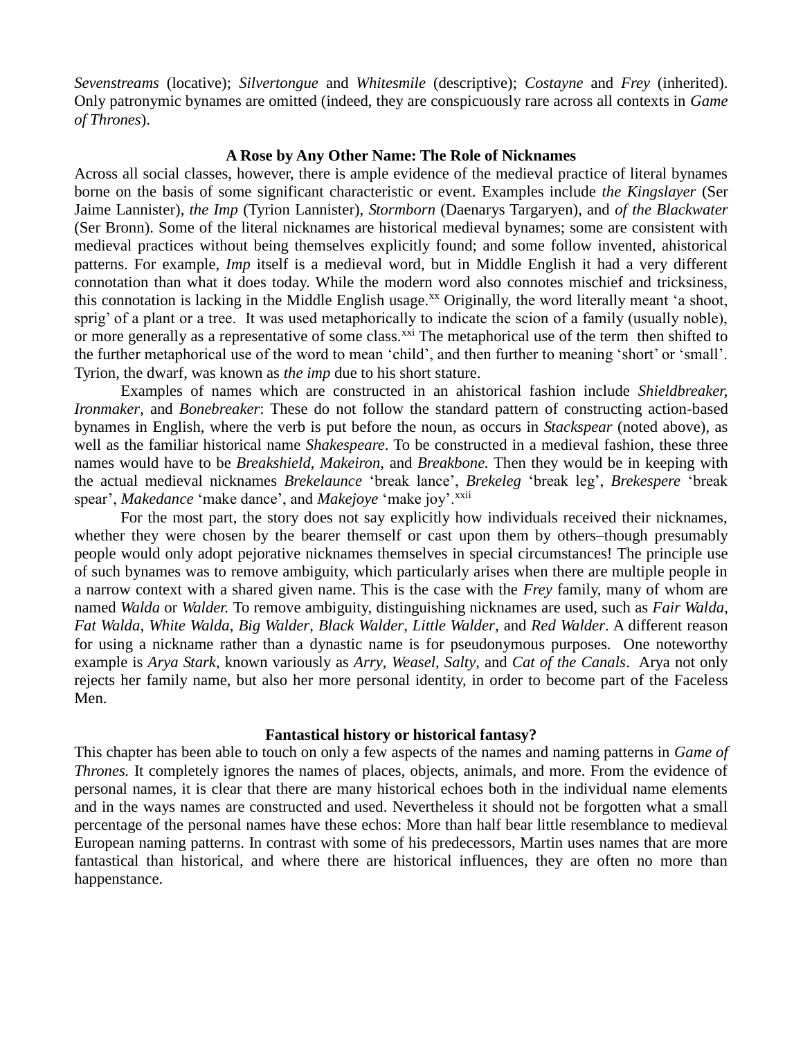*Sevenstreams* (locative); *Silvertongue* and *Whitesmile* (descriptive); *Costayne* and *Frey* (inherited). Only patronymic bynames are omitted (indeed, they are conspicuously rare across all contexts in *Game of Thrones*).

### A Rose by Any Other Name: The Role of Nicknames

Across all social classes, however, there is ample evidence of the medieval practice of literal bynames borne on the basis of some significant characteristic or event. Examples include *the Kingslayer* (Ser Jaime Lannister), *the Imp* (Tyrion Lannister), *Stormborn* (Daenarys Targaryen), and *of the Blackwater* (Ser Bronn). Some of the literal nicknames are historical medieval bynames; some are consistent with medieval practices without being themselves explicitly found; and some follow invented, ahistorical patterns. For example, *Imp* itself is a medieval word, but in Middle English it had a very different connotation than what it does today. While the modern word also connotes mischief and tricksiness, this connotation is lacking in the Middle English usage.[xx] Originally, the word literally meant 'a shoot, sprig' of a plant or a tree. It was used metaphorically to indicate the scion of a family (usually noble), or more generally as a representative of some class.[xxi] The metaphorical use of the term then shifted to the further metaphorical use of the word to mean 'child', and then further to meaning 'short' or 'small'. Tyrion, the dwarf, was known as *the imp* due to his short stature.

Examples of names which are constructed in an ahistorical fashion include *Shieldbreaker, Ironmaker*, and *Bonebreaker*: These do not follow the standard pattern of constructing action-based bynames in English, where the verb is put before the noun, as occurs in *Stackspear* (noted above), as well as the familiar historical name *Shakespeare*. To be constructed in a medieval fashion, these three names would have to be *Breakshield*, *Makeiron*, and *Breakbone.* Then they would be in keeping with the actual medieval nicknames *Brekelaunce* 'break lance', *Brekeleg* 'break leg', *Brekespere* 'break spear', *Makedance* 'make dance', and *Makejoye* 'make joy'.[xxii]

For the most part, the story does not say explicitly how individuals received their nicknames, whether they were chosen by the bearer themself or cast upon them by others–though presumably people would only adopt pejorative nicknames themselves in special circumstances! The principle use of such bynames was to remove ambiguity, which particularly arises when there are multiple people in a narrow context with a shared given name. This is the case with the *Frey* family, many of whom are named *Walda* or *Walder.* To remove ambiguity, distinguishing nicknames are used, such as *Fair Walda*, *Fat Walda*, *White Walda*, *Big Walder*, *Black Walder*, *Little Walder*, and *Red Walder*. A different reason for using a nickname rather than a dynastic name is for pseudonymous purposes. One noteworthy example is *Arya Stark*, known variously as *Arry*, *Weasel*, *Salty*, and *Cat of the Canals*. Arya not only rejects her family name, but also her more personal identity, in order to become part of the Faceless Men.

### Fantastical history or historical fantasy?

This chapter has been able to touch on only a few aspects of the names and naming patterns in *Game of Thrones.* It completely ignores the names of places, objects, animals, and more. From the evidence of personal names, it is clear that there are many historical echoes both in the individual name elements and in the ways names are constructed and used. Nevertheless it should not be forgotten what a small percentage of the personal names have these echos: More than half bear little resemblance to medieval European naming patterns. In contrast with some of his predecessors, Martin uses names that are more fantastical than historical, and where there are historical influences, they are often no more than happenstance.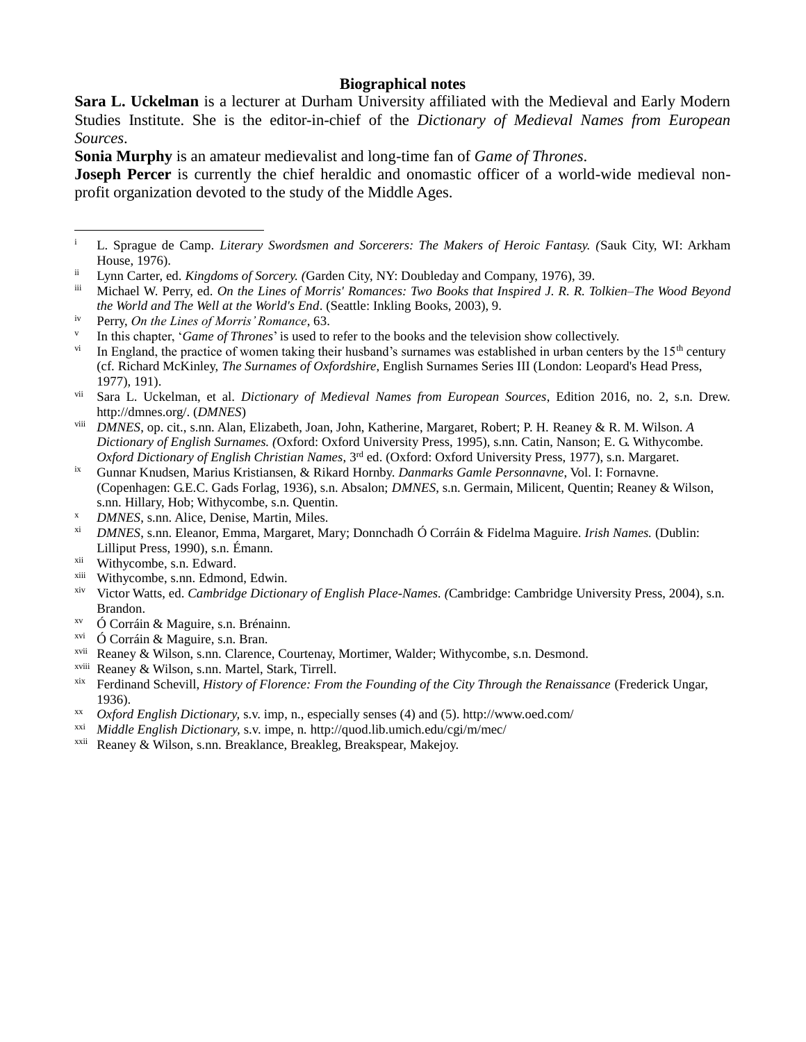**Biographical notes**

**Sara L. Uckelman** is a lecturer at Durham University affiliated with the Medieval and Early Modern Studies Institute. She is the editor-in-chief of the *Dictionary of Medieval Names from European Sources*.

**Sonia Murphy** is an amateur medievalist and long-time fan of *Game of Thrones*.

**Joseph Percer** is currently the chief heraldic and onomastic officer of a world-wide medieval non-profit organization devoted to the study of the Middle Ages.

---

[i] L. Sprague de Camp. *Literary Swordsmen and Sorcerers: The Makers of Heroic Fantasy. (*Sauk City, WI: Arkham House, 1976).

[ii] Lynn Carter, ed. *Kingdoms of Sorcery. (*Garden City, NY: Doubleday and Company, 1976), 39.

[iii] Michael W. Perry, ed. *On the Lines of Morris' Romances: Two Books that Inspired J. R. R. Tolkien–The Wood Beyond the World and The Well at the World's End*. (Seattle: Inkling Books, 2003), 9.

[iv] Perry, *On the Lines of Morris' Romance*, 63.

[v] In this chapter, '*Game of Thrones*' is used to refer to the books and the television show collectively.

[vi] In England, the practice of women taking their husband's surnames was established in urban centers by the 15th century (cf. Richard McKinley, *The Surnames of Oxfordshire*, English Surnames Series III (London: Leopard's Head Press, 1977), 191).

[vii] Sara L. Uckelman, et al. *Dictionary of Medieval Names from European Sources*, Edition 2016, no. 2, s.n. Drew. http://dmnes.org/. (*DMNES*)

[viii] *DMNES*, op. cit., s.nn. Alan, Elizabeth, Joan, John, Katherine, Margaret, Robert; P. H. Reaney & R. M. Wilson. *A Dictionary of English Surnames. (*Oxford: Oxford University Press, 1995), s.nn. Catin, Nanson; E. G. Withycombe. *Oxford Dictionary of English Christian Names*, 3rd ed. (Oxford: Oxford University Press, 1977), s.n. Margaret.

[ix] Gunnar Knudsen, Marius Kristiansen, & Rikard Hornby. *Danmarks Gamle Personnavne*, Vol. I: Fornavne. (Copenhagen: G.E.C. Gads Forlag, 1936), s.n. Absalon; *DMNES*, s.n. Germain, Milicent, Quentin; Reaney & Wilson, s.nn. Hillary, Hob; Withycombe, s.n. Quentin.

[x] *DMNES*, s.nn. Alice, Denise, Martin, Miles.

[xi] *DMNES*, s.nn. Eleanor, Emma, Margaret, Mary; Donnchadh Ó Corráin & Fidelma Maguire. *Irish Names.* (Dublin: Lilliput Press, 1990), s.n. Émann.

[xii] Withycombe, s.n. Edward.

[xiii] Withycombe, s.nn. Edmond, Edwin.

[xiv] Victor Watts, ed. *Cambridge Dictionary of English Place-Names. (*Cambridge: Cambridge University Press, 2004), s.n. Brandon.

[xv] Ó Corráin & Maguire, s.n. Brénainn.

[xvi] Ó Corráin & Maguire, s.n. Bran.

[xvii] Reaney & Wilson, s.nn. Clarence, Courtenay, Mortimer, Walder; Withycombe, s.n. Desmond.

[xviii] Reaney & Wilson, s.nn. Martel, Stark, Tirrell.

[xix] Ferdinand Schevill, *History of Florence: From the Founding of the City Through the Renaissance* (Frederick Ungar, 1936).

[xx] *Oxford English Dictionary,* s.v. imp, n., especially senses (4) and (5). http://www.oed.com/

[xxi] *Middle English Dictionary,* s.v. impe, n. http://quod.lib.umich.edu/cgi/m/mec/

[xxii] Reaney & Wilson, s.nn. Breaklance, Breakleg, Breakspear, Makejoy.